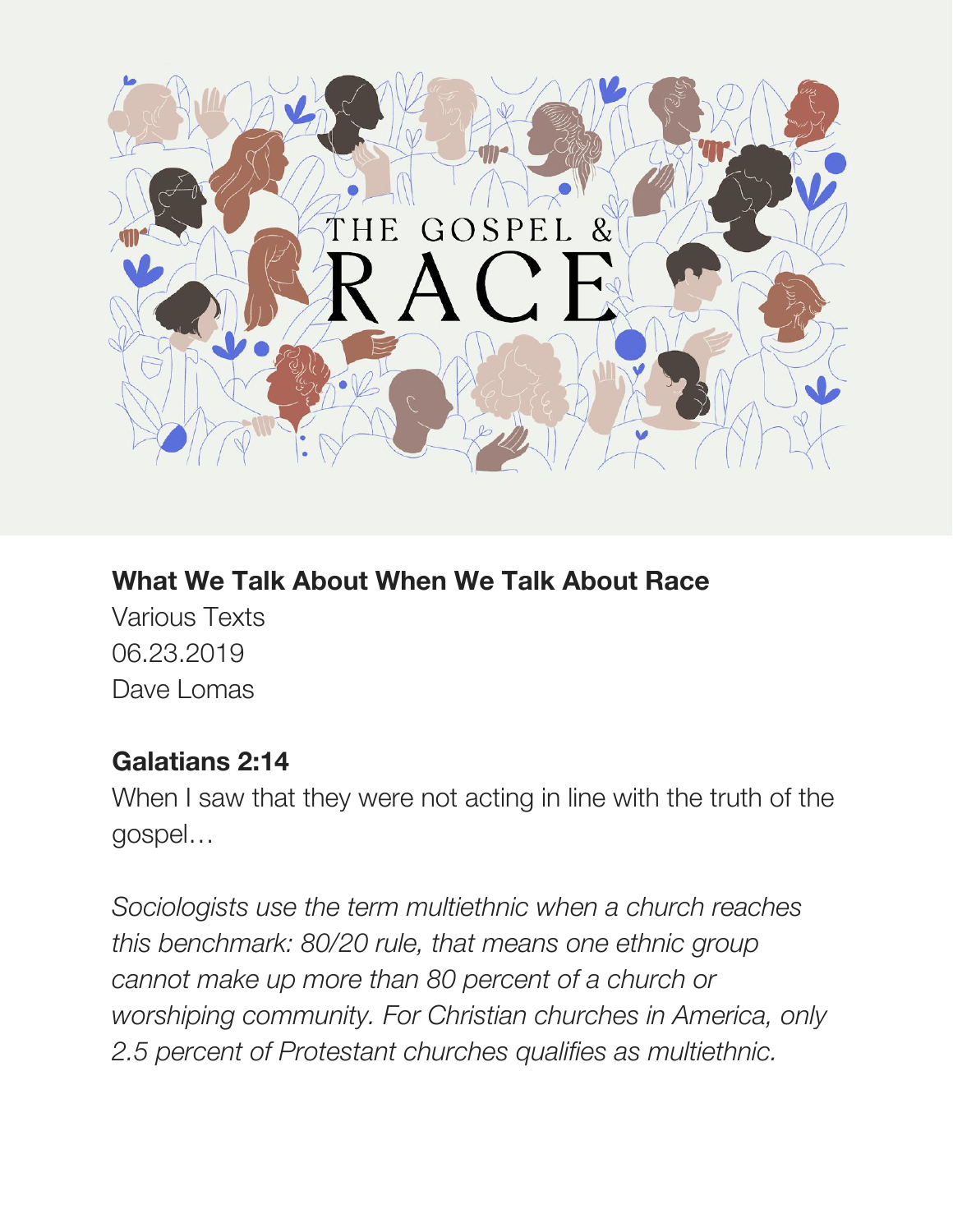**What We Talk About When We Talk About Race**
Various Texts
06.23.2019
Dave Lomas

**Galatians 2:14**
When I saw that they were not acting in line with the truth of the gospel…

*Sociologists use the term multiethnic when a church reaches this benchmark: 80/20 rule, that means one ethnic group cannot make up more than 80 percent of a church or worshiping community. For Christian churches in America, only 2.5 percent of Protestant churches qualifies as multiethnic.*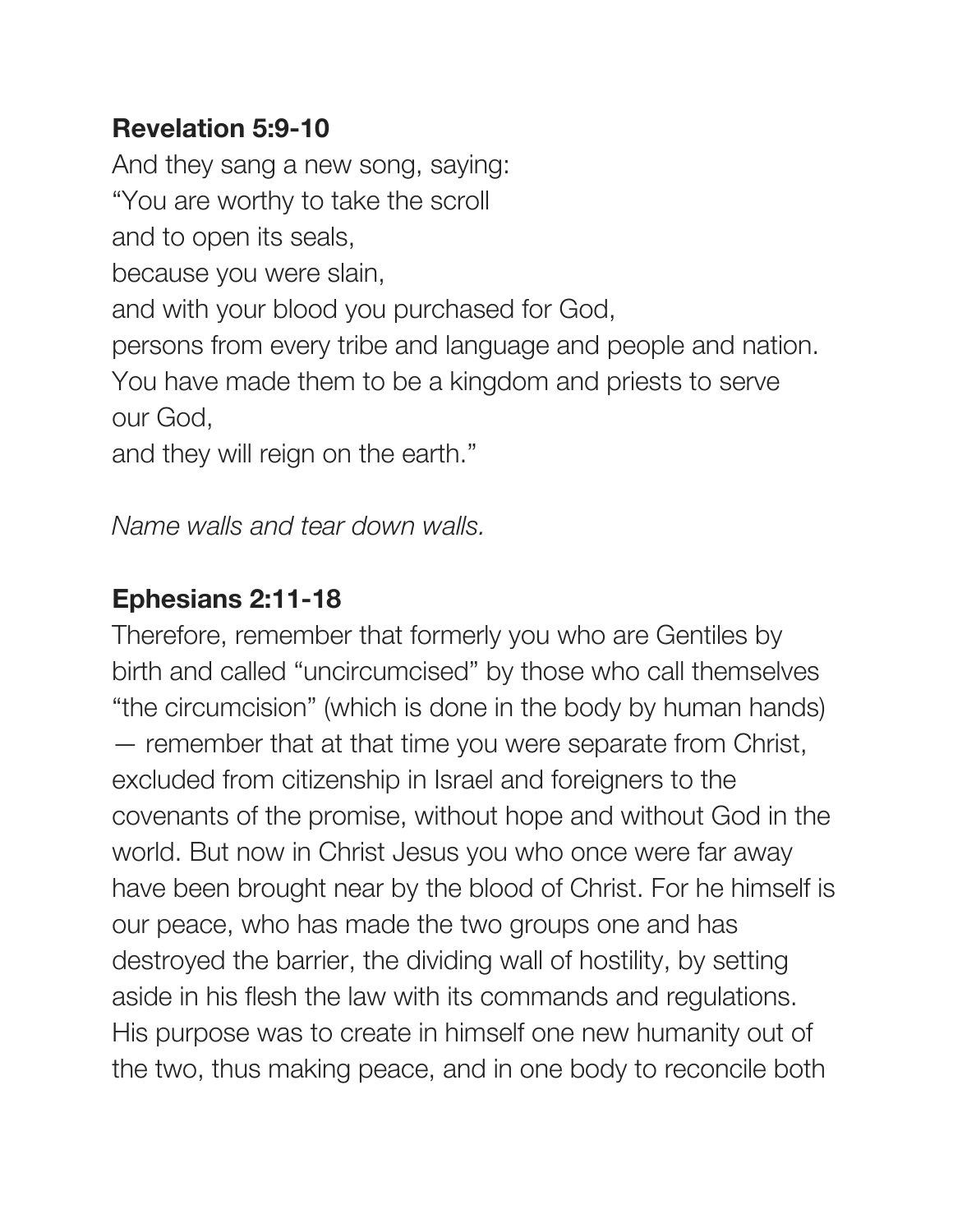**Revelation 5:9-10**

And they sang a new song, saying:
"You are worthy to take the scroll
and to open its seals,
because you were slain,
and with your blood you purchased for God,
persons from every tribe and language and people and nation.
You have made them to be a kingdom and priests to serve our God,
and they will reign on the earth."

*Name walls and tear down walls.*

**Ephesians 2:11-18**

Therefore, remember that formerly you who are Gentiles by birth and called "uncircumcised" by those who call themselves "the circumcision" (which is done in the body by human hands) — remember that at that time you were separate from Christ, excluded from citizenship in Israel and foreigners to the covenants of the promise, without hope and without God in the world. But now in Christ Jesus you who once were far away have been brought near by the blood of Christ. For he himself is our peace, who has made the two groups one and has destroyed the barrier, the dividing wall of hostility, by setting aside in his flesh the law with its commands and regulations. His purpose was to create in himself one new humanity out of the two, thus making peace, and in one body to reconcile both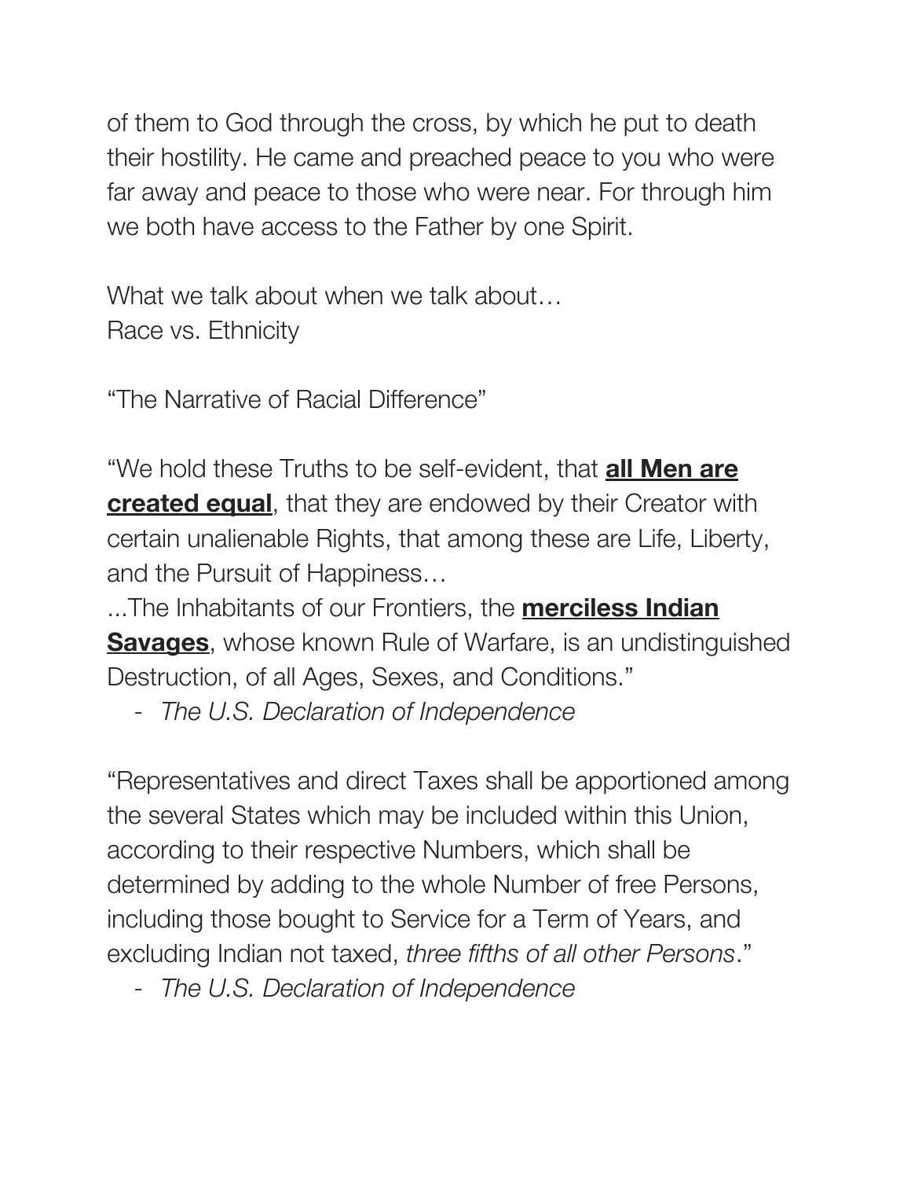of them to God through the cross, by which he put to death their hostility. He came and preached peace to you who were far away and peace to those who were near. For through him we both have access to the Father by one Spirit.

What we talk about when we talk about…
Race vs. Ethnicity

"The Narrative of Racial Difference"

"We hold these Truths to be self-evident, that **all Men are created equal**, that they are endowed by their Creator with certain unalienable Rights, that among these are Life, Liberty, and the Pursuit of Happiness…
...The Inhabitants of our Frontiers, the **merciless Indian Savages**, whose known Rule of Warfare, is an undistinguished Destruction, of all Ages, Sexes, and Conditions."

- *The U.S. Declaration of Independence*

"Representatives and direct Taxes shall be apportioned among the several States which may be included within this Union, according to their respective Numbers, which shall be determined by adding to the whole Number of free Persons, including those bought to Service for a Term of Years, and excluding Indian not taxed, *three fifths of all other Persons*."

- *The U.S. Declaration of Independence*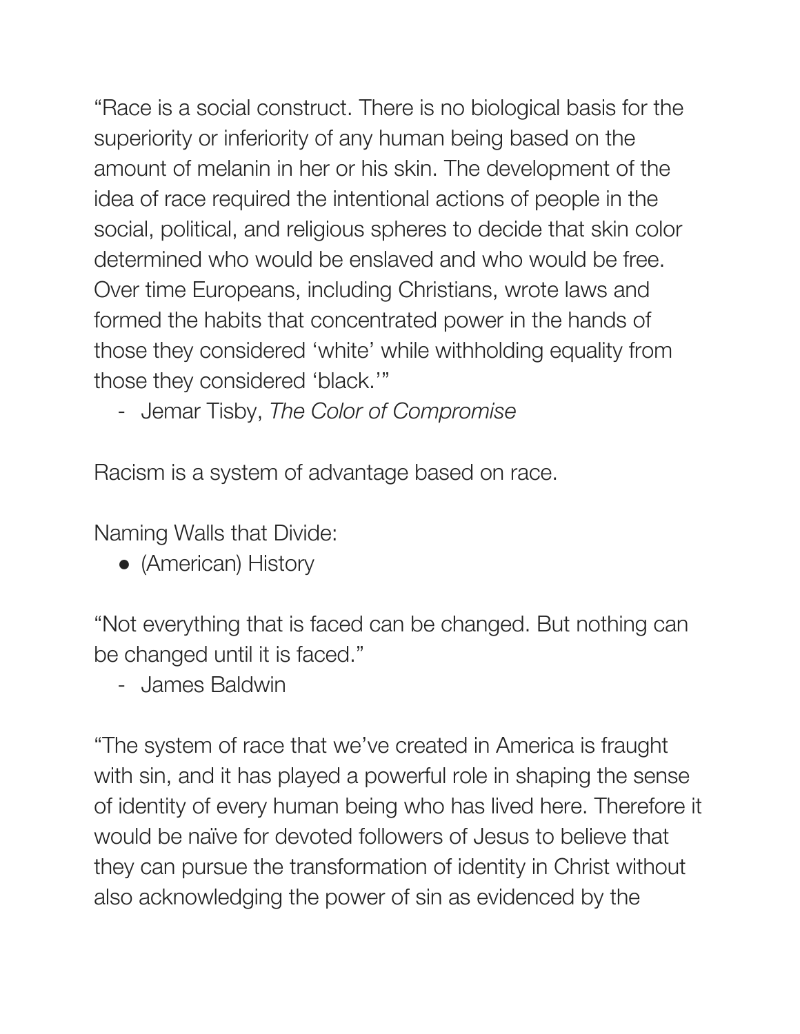"Race is a social construct. There is no biological basis for the superiority or inferiority of any human being based on the amount of melanin in her or his skin. The development of the idea of race required the intentional actions of people in the social, political, and religious spheres to decide that skin color determined who would be enslaved and who would be free. Over time Europeans, including Christians, wrote laws and formed the habits that concentrated power in the hands of those they considered 'white' while withholding equality from those they considered 'black.'"

- Jemar Tisby, *The Color of Compromise*

Racism is a system of advantage based on race.

Naming Walls that Divide:

- (American) History

"Not everything that is faced can be changed. But nothing can be changed until it is faced."

- James Baldwin

"The system of race that we've created in America is fraught with sin, and it has played a powerful role in shaping the sense of identity of every human being who has lived here. Therefore it would be naïve for devoted followers of Jesus to believe that they can pursue the transformation of identity in Christ without also acknowledging the power of sin as evidenced by the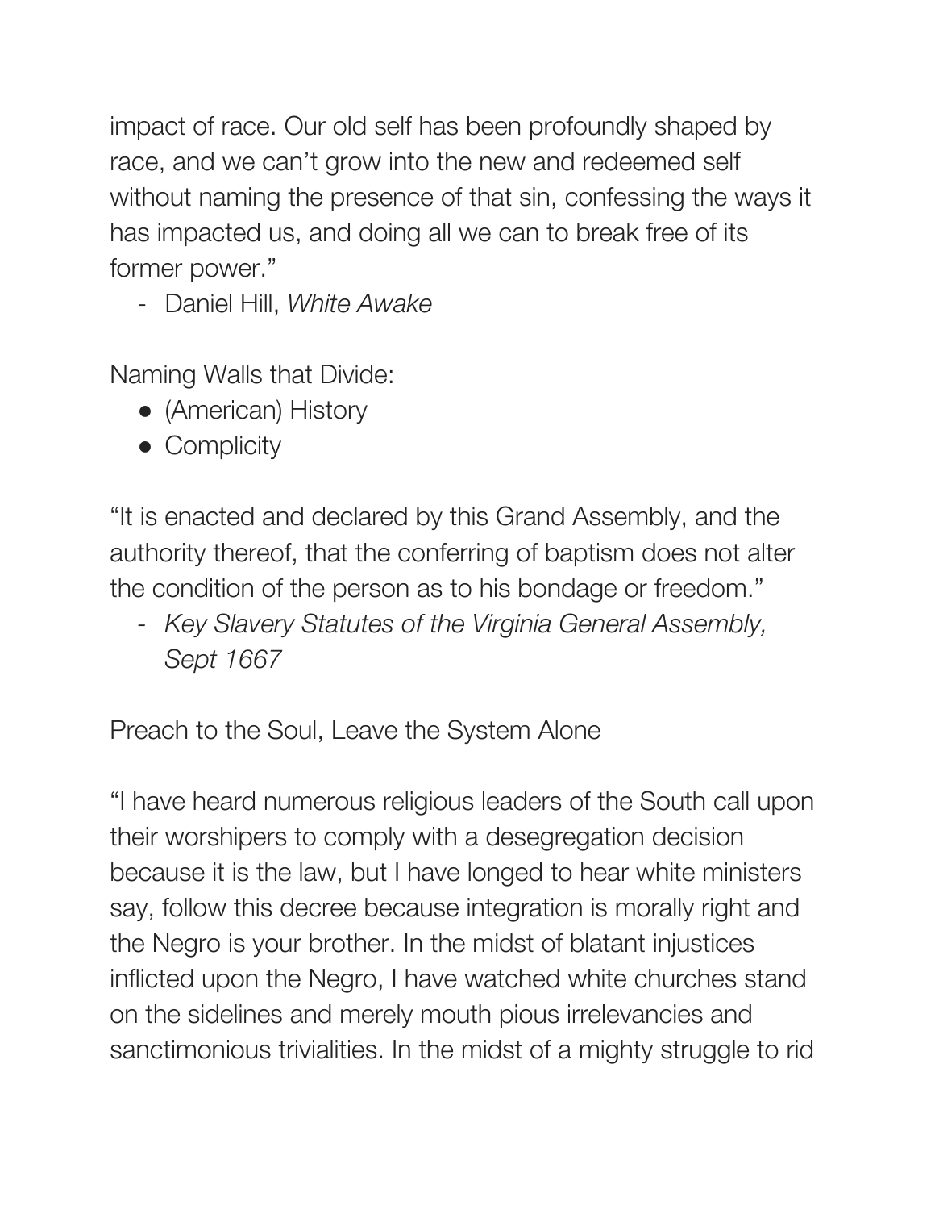impact of race. Our old self has been profoundly shaped by race, and we can't grow into the new and redeemed self without naming the presence of that sin, confessing the ways it has impacted us, and doing all we can to break free of its former power."

- Daniel Hill, *White Awake*

Naming Walls that Divide:

- (American) History
- Complicity

"It is enacted and declared by this Grand Assembly, and the authority thereof, that the conferring of baptism does not alter the condition of the person as to his bondage or freedom."

- *Key Slavery Statutes of the Virginia General Assembly, Sept 1667*

Preach to the Soul, Leave the System Alone

"I have heard numerous religious leaders of the South call upon their worshipers to comply with a desegregation decision because it is the law, but I have longed to hear white ministers say, follow this decree because integration is morally right and the Negro is your brother. In the midst of blatant injustices inflicted upon the Negro, I have watched white churches stand on the sidelines and merely mouth pious irrelevancies and sanctimonious trivialities. In the midst of a mighty struggle to rid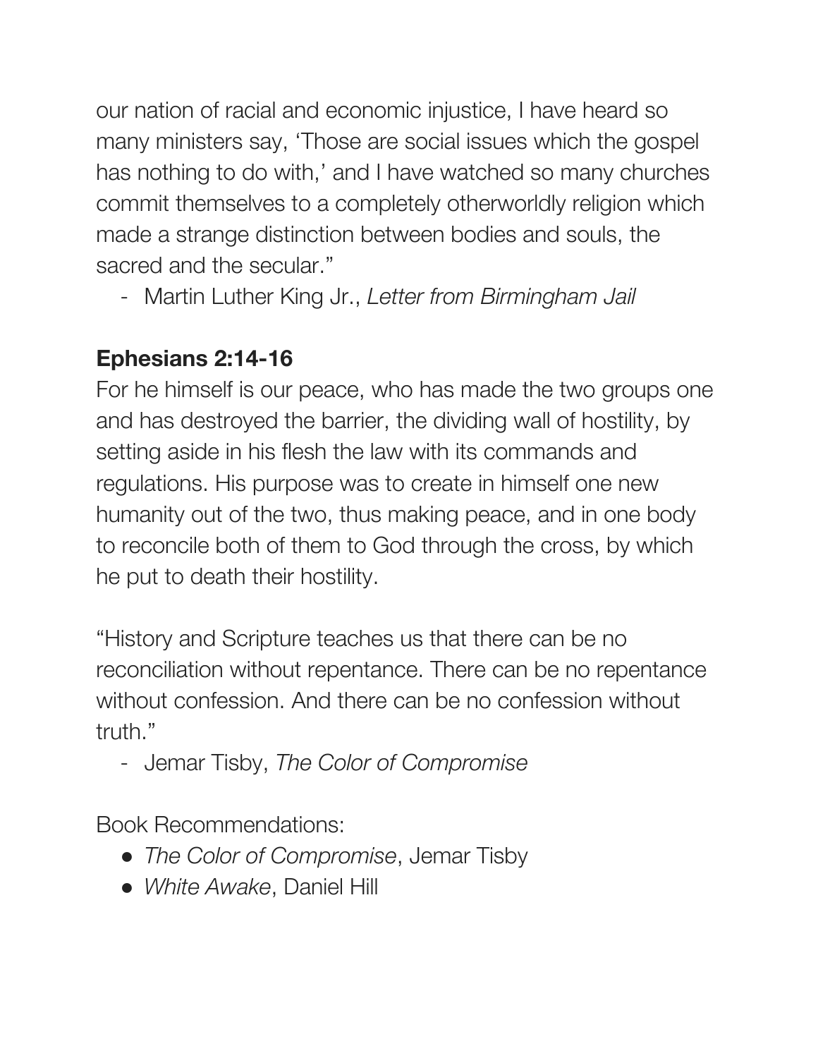our nation of racial and economic injustice, I have heard so many ministers say, ‘Those are social issues which the gospel has nothing to do with,’ and I have watched so many churches commit themselves to a completely otherworldly religion which made a strange distinction between bodies and souls, the sacred and the secular.”

- Martin Luther King Jr., *Letter from Birmingham Jail*

**Ephesians 2:14-16**

For he himself is our peace, who has made the two groups one and has destroyed the barrier, the dividing wall of hostility, by setting aside in his flesh the law with its commands and regulations. His purpose was to create in himself one new humanity out of the two, thus making peace, and in one body to reconcile both of them to God through the cross, by which he put to death their hostility.

“History and Scripture teaches us that there can be no reconciliation without repentance. There can be no repentance without confession. And there can be no confession without truth.”

- Jemar Tisby, *The Color of Compromise*

Book Recommendations:

- *The Color of Compromise*, Jemar Tisby
- *White Awake*, Daniel Hill